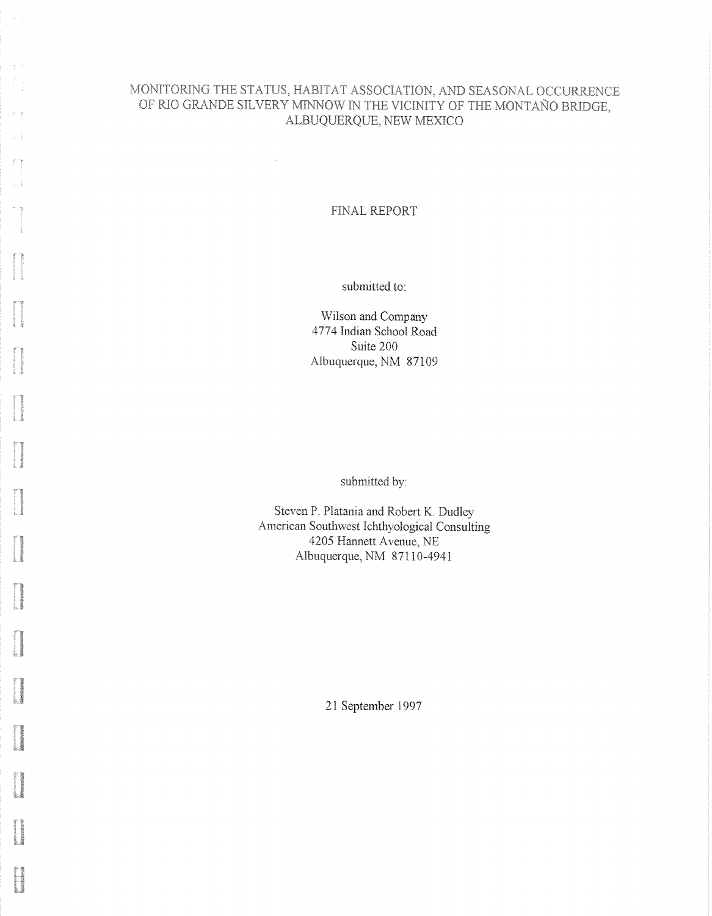# MONITORING THE STATUS, HABITAT ASSOCIATION, AND SEASONAL OCCURRENCE OF RIO GRANDE SILVERY MINNOW IN THE VICINITY OF THE MONTAÑO BRIDGE, ALBUQUERQUE, NEW MEXICO

FINAL REPORT

submitted to:

Wilson and Company
4774 Indian School Road
Suite 200
Albuquerque, NM 87109

submitted by:

Steven P. Platania and Robert K. Dudley
American Southwest Ichthyological Consulting
4205 Hannett Avenue, NE
Albuquerque, NM 87110-4941

21 September 1997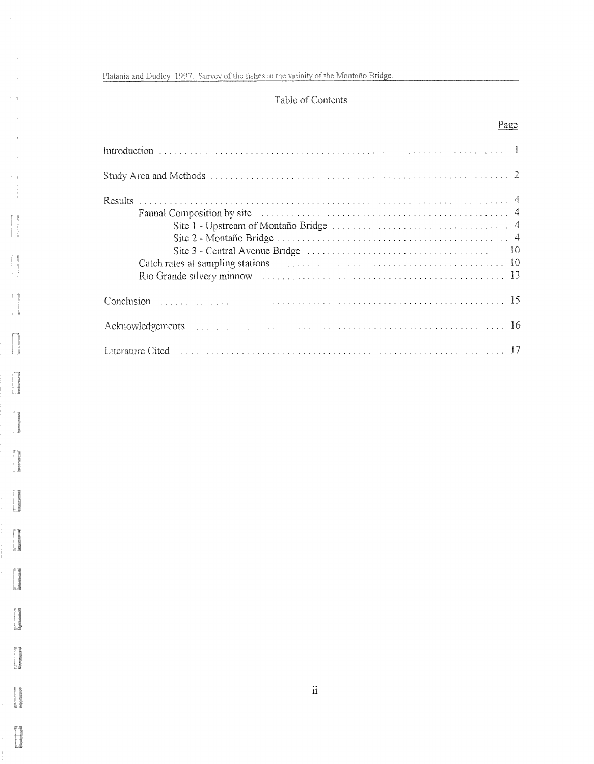# Table of Contents

| | Page |
|---|---|
| Introduction | 1 |
| Study Area and Methods | 2 |
| Results | 4 |
| Faunal Composition by site | 4 |
| Site 1 - Upstream of Montaño Bridge | 4 |
| Site 2 - Montaño Bridge | 4 |
| Site 3 - Central Avenue Bridge | 10 |
| Catch rates at sampling stations | 10 |
| Rio Grande silvery minnow | 13 |
| Conclusion | 15 |
| Acknowledgements | 16 |
| Literature Cited | 17 |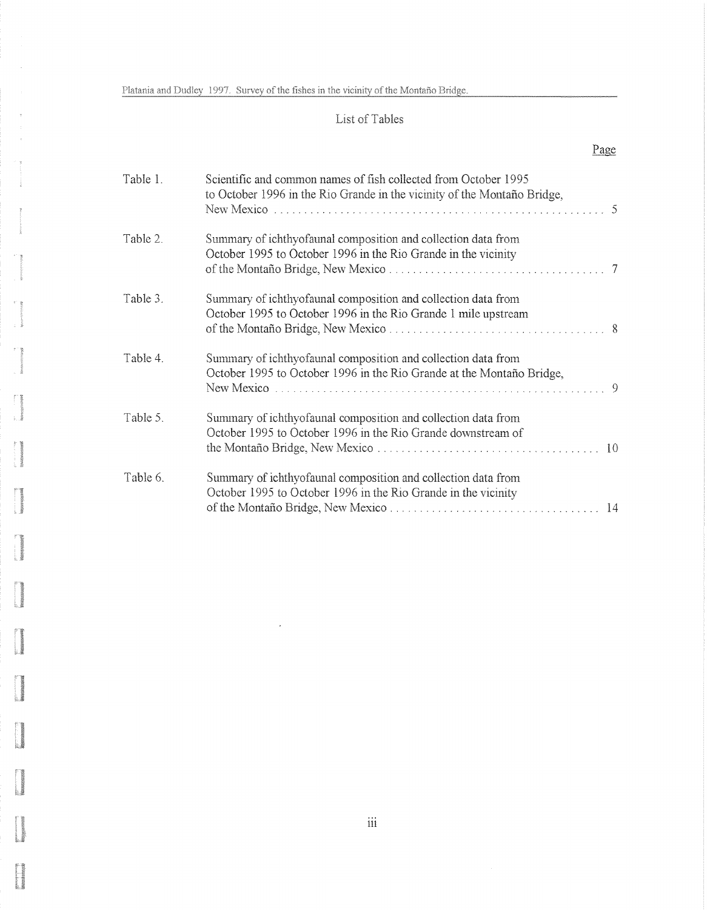# List of Tables

| | | Page |
|---|---|---|
| Table 1. | Scientific and common names of fish collected from October 1995 to October 1996 in the Rio Grande in the vicinity of the Montaño Bridge, New Mexico | 5 |
| Table 2. | Summary of ichthyofaunal composition and collection data from October 1995 to October 1996 in the Rio Grande in the vicinity of the Montaño Bridge, New Mexico | 7 |
| Table 3. | Summary of ichthyofaunal composition and collection data from October 1995 to October 1996 in the Rio Grande 1 mile upstream of the Montaño Bridge, New Mexico | 8 |
| Table 4. | Summary of ichthyofaunal composition and collection data from October 1995 to October 1996 in the Rio Grande at the Montaño Bridge, New Mexico | 9 |
| Table 5. | Summary of ichthyofaunal composition and collection data from October 1995 to October 1996 in the Rio Grande downstream of the Montaño Bridge, New Mexico | 10 |
| Table 6. | Summary of ichthyofaunal composition and collection data from October 1995 to October 1996 in the Rio Grande in the vicinity of the Montaño Bridge, New Mexico | 14 |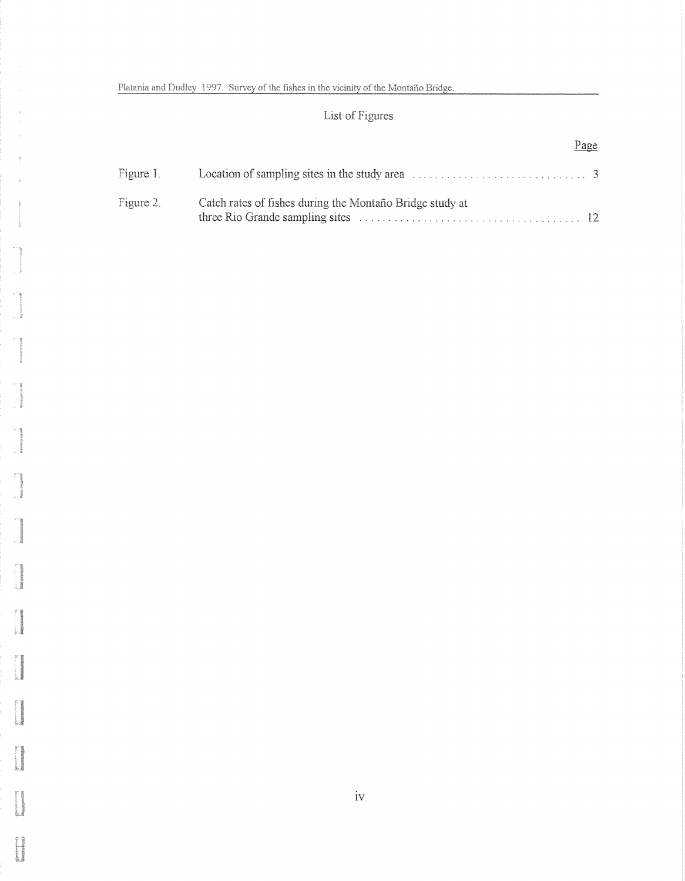## List of Figures

| | | Page |
|---|---|---|
| Figure 1. | Location of sampling sites in the study area | 3 |
| Figure 2. | Catch rates of fishes during the Montaño Bridge study at three Rio Grande sampling sites | 12 |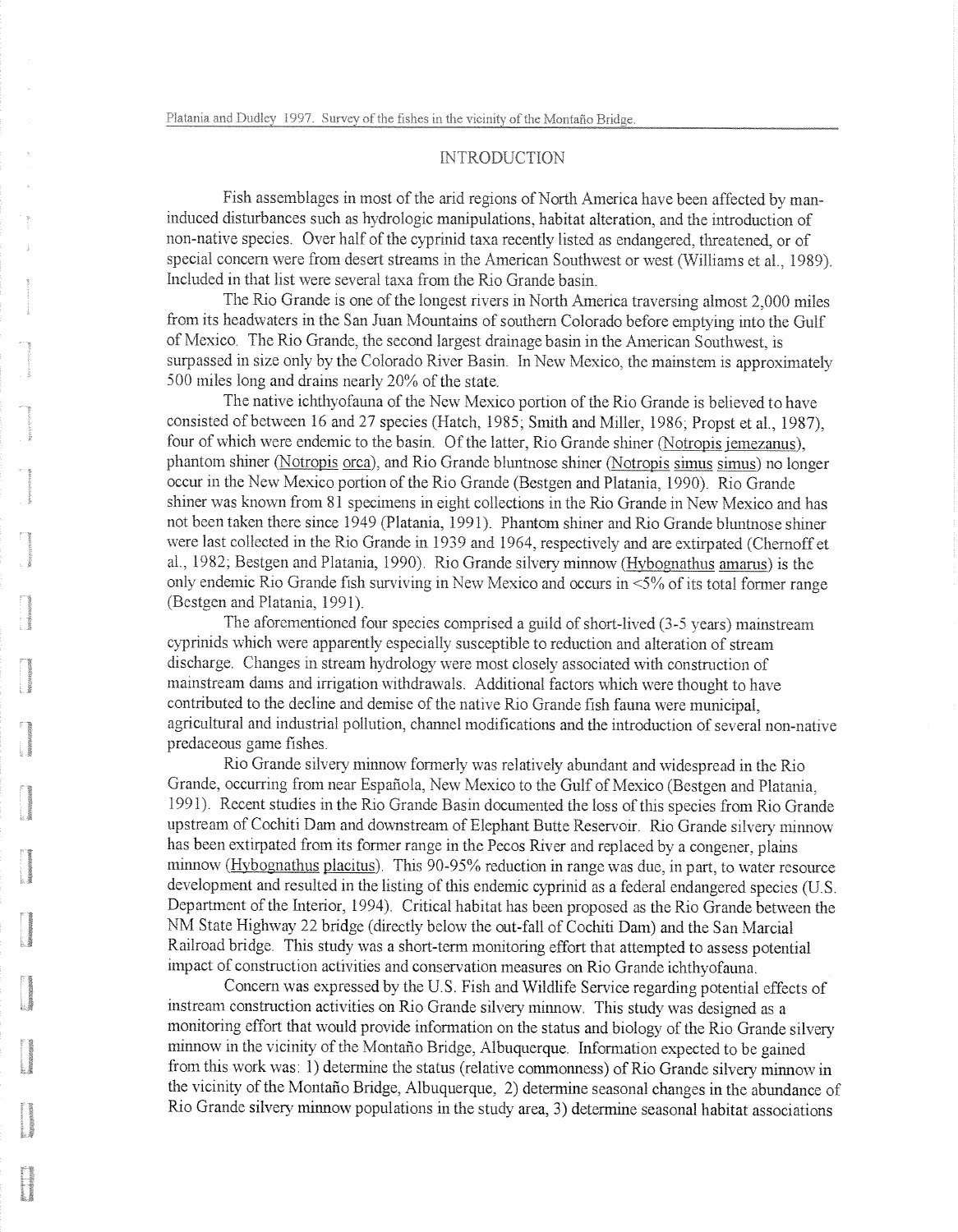# INTRODUCTION

Fish assemblages in most of the arid regions of North America have been affected by man-induced disturbances such as hydrologic manipulations, habitat alteration, and the introduction of non-native species. Over half of the cyprinid taxa recently listed as endangered, threatened, or of special concern were from desert streams in the American Southwest or west (Williams et al., 1989). Included in that list were several taxa from the Rio Grande basin.

The Rio Grande is one of the longest rivers in North America traversing almost 2,000 miles from its headwaters in the San Juan Mountains of southern Colorado before emptying into the Gulf of Mexico. The Rio Grande, the second largest drainage basin in the American Southwest, is surpassed in size only by the Colorado River Basin. In New Mexico, the mainstem is approximately 500 miles long and drains nearly 20% of the state.

The native ichthyofauna of the New Mexico portion of the Rio Grande is believed to have consisted of between 16 and 27 species (Hatch, 1985; Smith and Miller, 1986; Propst et al., 1987), four of which were endemic to the basin. Of the latter, Rio Grande shiner (Notropis jemezanus), phantom shiner (Notropis orca), and Rio Grande bluntnose shiner (Notropis simus simus) no longer occur in the New Mexico portion of the Rio Grande (Bestgen and Platania, 1990). Rio Grande shiner was known from 81 specimens in eight collections in the Rio Grande in New Mexico and has not been taken there since 1949 (Platania, 1991). Phantom shiner and Rio Grande bluntnose shiner were last collected in the Rio Grande in 1939 and 1964, respectively and are extirpated (Chernoff et al., 1982; Bestgen and Platania, 1990). Rio Grande silvery minnow (Hybognathus amarus) is the only endemic Rio Grande fish surviving in New Mexico and occurs in <5% of its total former range (Bestgen and Platania, 1991).

The aforementioned four species comprised a guild of short-lived (3-5 years) mainstream cyprinids which were apparently especially susceptible to reduction and alteration of stream discharge. Changes in stream hydrology were most closely associated with construction of mainstream dams and irrigation withdrawals. Additional factors which were thought to have contributed to the decline and demise of the native Rio Grande fish fauna were municipal, agricultural and industrial pollution, channel modifications and the introduction of several non-native predaceous game fishes.

Rio Grande silvery minnow formerly was relatively abundant and widespread in the Rio Grande, occurring from near Española, New Mexico to the Gulf of Mexico (Bestgen and Platania, 1991). Recent studies in the Rio Grande Basin documented the loss of this species from Rio Grande upstream of Cochiti Dam and downstream of Elephant Butte Reservoir. Rio Grande silvery minnow has been extirpated from its former range in the Pecos River and replaced by a congener, plains minnow (Hybognathus placitus). This 90-95% reduction in range was due, in part, to water resource development and resulted in the listing of this endemic cyprinid as a federal endangered species (U.S. Department of the Interior, 1994). Critical habitat has been proposed as the Rio Grande between the NM State Highway 22 bridge (directly below the out-fall of Cochiti Dam) and the San Marcial Railroad bridge. This study was a short-term monitoring effort that attempted to assess potential impact of construction activities and conservation measures on Rio Grande ichthyofauna.

Concern was expressed by the U.S. Fish and Wildlife Service regarding potential effects of instream construction activities on Rio Grande silvery minnow. This study was designed as a monitoring effort that would provide information on the status and biology of the Rio Grande silvery minnow in the vicinity of the Montaño Bridge, Albuquerque. Information expected to be gained from this work was: 1) determine the status (relative commonness) of Rio Grande silvery minnow in the vicinity of the Montaño Bridge, Albuquerque, 2) determine seasonal changes in the abundance of Rio Grande silvery minnow populations in the study area, 3) determine seasonal habitat associations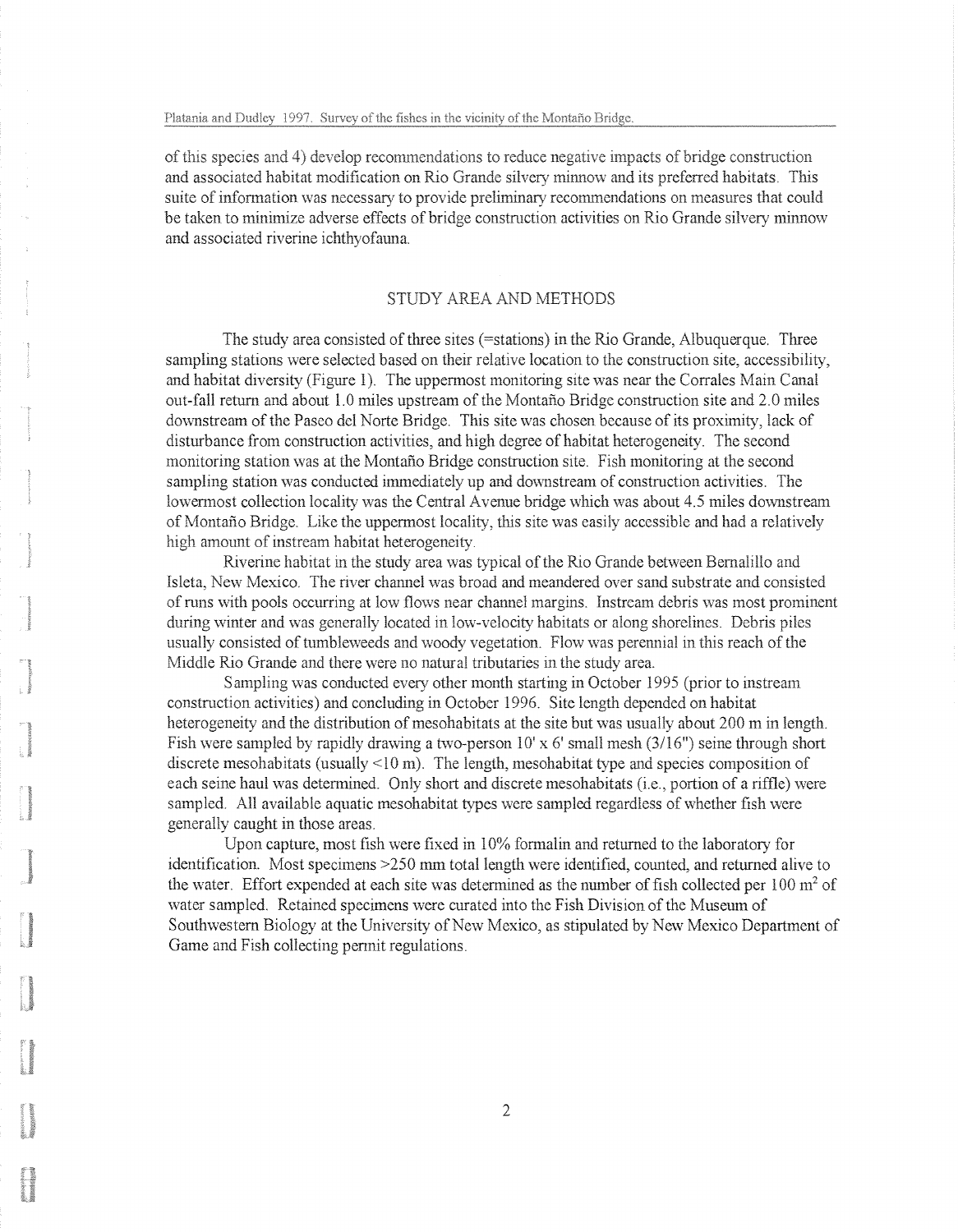of this species and 4) develop recommendations to reduce negative impacts of bridge construction and associated habitat modification on Rio Grande silvery minnow and its preferred habitats. This suite of information was necessary to provide preliminary recommendations on measures that could be taken to minimize adverse effects of bridge construction activities on Rio Grande silvery minnow and associated riverine ichthyofauna.

## STUDY AREA AND METHODS

The study area consisted of three sites (=stations) in the Rio Grande, Albuquerque. Three sampling stations were selected based on their relative location to the construction site, accessibility, and habitat diversity (Figure 1). The uppermost monitoring site was near the Corrales Main Canal out-fall return and about 1.0 miles upstream of the Montaño Bridge construction site and 2.0 miles downstream of the Paseo del Norte Bridge. This site was chosen because of its proximity, lack of disturbance from construction activities, and high degree of habitat heterogeneity. The second monitoring station was at the Montaño Bridge construction site. Fish monitoring at the second sampling station was conducted immediately up and downstream of construction activities. The lowermost collection locality was the Central Avenue bridge which was about 4.5 miles downstream of Montaño Bridge. Like the uppermost locality, this site was easily accessible and had a relatively high amount of instream habitat heterogeneity.

Riverine habitat in the study area was typical of the Rio Grande between Bernalillo and Isleta, New Mexico. The river channel was broad and meandered over sand substrate and consisted of runs with pools occurring at low flows near channel margins. Instream debris was most prominent during winter and was generally located in low-velocity habitats or along shorelines. Debris piles usually consisted of tumbleweeds and woody vegetation. Flow was perennial in this reach of the Middle Rio Grande and there were no natural tributaries in the study area.

Sampling was conducted every other month starting in October 1995 (prior to instream construction activities) and concluding in October 1996. Site length depended on habitat heterogeneity and the distribution of mesohabitats at the site but was usually about 200 m in length. Fish were sampled by rapidly drawing a two-person 10' x 6' small mesh (3/16") seine through short discrete mesohabitats (usually <10 m). The length, mesohabitat type and species composition of each seine haul was determined. Only short and discrete mesohabitats (i.e., portion of a riffle) were sampled. All available aquatic mesohabitat types were sampled regardless of whether fish were generally caught in those areas.

Upon capture, most fish were fixed in 10% formalin and returned to the laboratory for identification. Most specimens >250 mm total length were identified, counted, and returned alive to the water. Effort expended at each site was determined as the number of fish collected per 100 m$^2$ of water sampled. Retained specimens were curated into the Fish Division of the Museum of Southwestern Biology at the University of New Mexico, as stipulated by New Mexico Department of Game and Fish collecting permit regulations.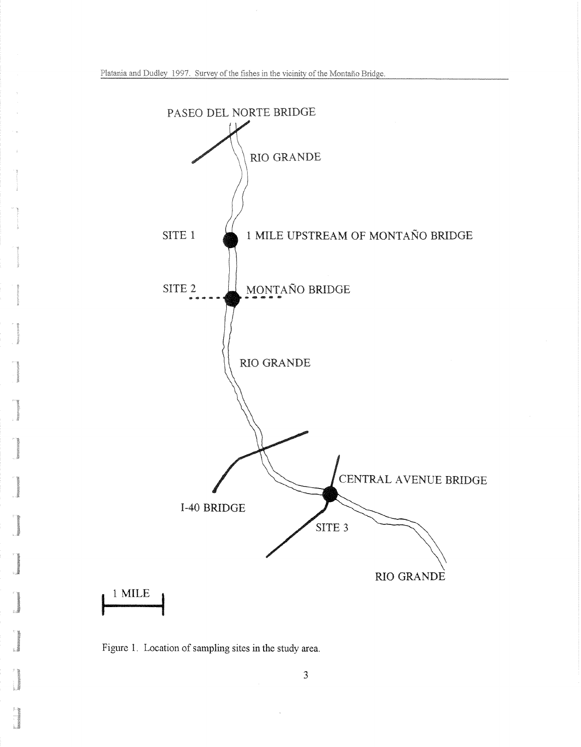PASEO DEL NORTE BRIDGE

RIO GRANDE

SITE 1 — 1 MILE UPSTREAM OF MONTAÑO BRIDGE

SITE 2 — MONTAÑO BRIDGE

RIO GRANDE

I-40 BRIDGE

CENTRAL AVENUE BRIDGE

SITE 3

RIO GRANDE

1 MILE

Figure 1. Location of sampling sites in the study area.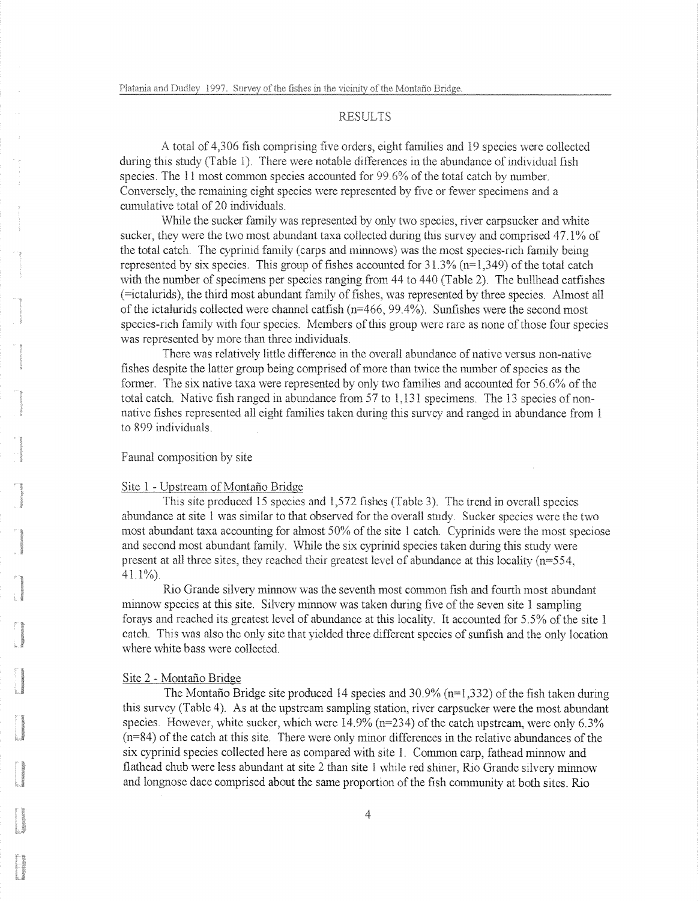## RESULTS

A total of 4,306 fish comprising five orders, eight families and 19 species were collected during this study (Table 1). There were notable differences in the abundance of individual fish species. The 11 most common species accounted for 99.6% of the total catch by number. Conversely, the remaining eight species were represented by five or fewer specimens and a cumulative total of 20 individuals.

While the sucker family was represented by only two species, river carpsucker and white sucker, they were the two most abundant taxa collected during this survey and comprised 47.1% of the total catch. The cyprinid family (carps and minnows) was the most species-rich family being represented by six species. This group of fishes accounted for 31.3% (n=1,349) of the total catch with the number of specimens per species ranging from 44 to 440 (Table 2). The bullhead catfishes (=ictalurids), the third most abundant family of fishes, was represented by three species. Almost all of the ictalurids collected were channel catfish (n=466, 99.4%). Sunfishes were the second most species-rich family with four species. Members of this group were rare as none of those four species was represented by more than three individuals.

There was relatively little difference in the overall abundance of native versus non-native fishes despite the latter group being comprised of more than twice the number of species as the former. The six native taxa were represented by only two families and accounted for 56.6% of the total catch. Native fish ranged in abundance from 57 to 1,131 specimens. The 13 species of non-native fishes represented all eight families taken during this survey and ranged in abundance from 1 to 899 individuals.

### Faunal composition by site

#### Site 1 - Upstream of Montaño Bridge

This site produced 15 species and 1,572 fishes (Table 3). The trend in overall species abundance at site 1 was similar to that observed for the overall study. Sucker species were the two most abundant taxa accounting for almost 50% of the site 1 catch. Cyprinids were the most speciose and second most abundant family. While the six cyprinid species taken during this study were present at all three sites, they reached their greatest level of abundance at this locality (n=554, 41.1%).

Rio Grande silvery minnow was the seventh most common fish and fourth most abundant minnow species at this site. Silvery minnow was taken during five of the seven site 1 sampling forays and reached its greatest level of abundance at this locality. It accounted for 5.5% of the site 1 catch. This was also the only site that yielded three different species of sunfish and the only location where white bass were collected.

#### Site 2 - Montaño Bridge

The Montaño Bridge site produced 14 species and 30.9% (n=1,332) of the fish taken during this survey (Table 4). As at the upstream sampling station, river carpsucker were the most abundant species. However, white sucker, which were 14.9% (n=234) of the catch upstream, were only 6.3% (n=84) of the catch at this site. There were only minor differences in the relative abundances of the six cyprinid species collected here as compared with site 1. Common carp, fathead minnow and flathead chub were less abundant at site 2 than site 1 while red shiner, Rio Grande silvery minnow and longnose dace comprised about the same proportion of the fish community at both sites. Rio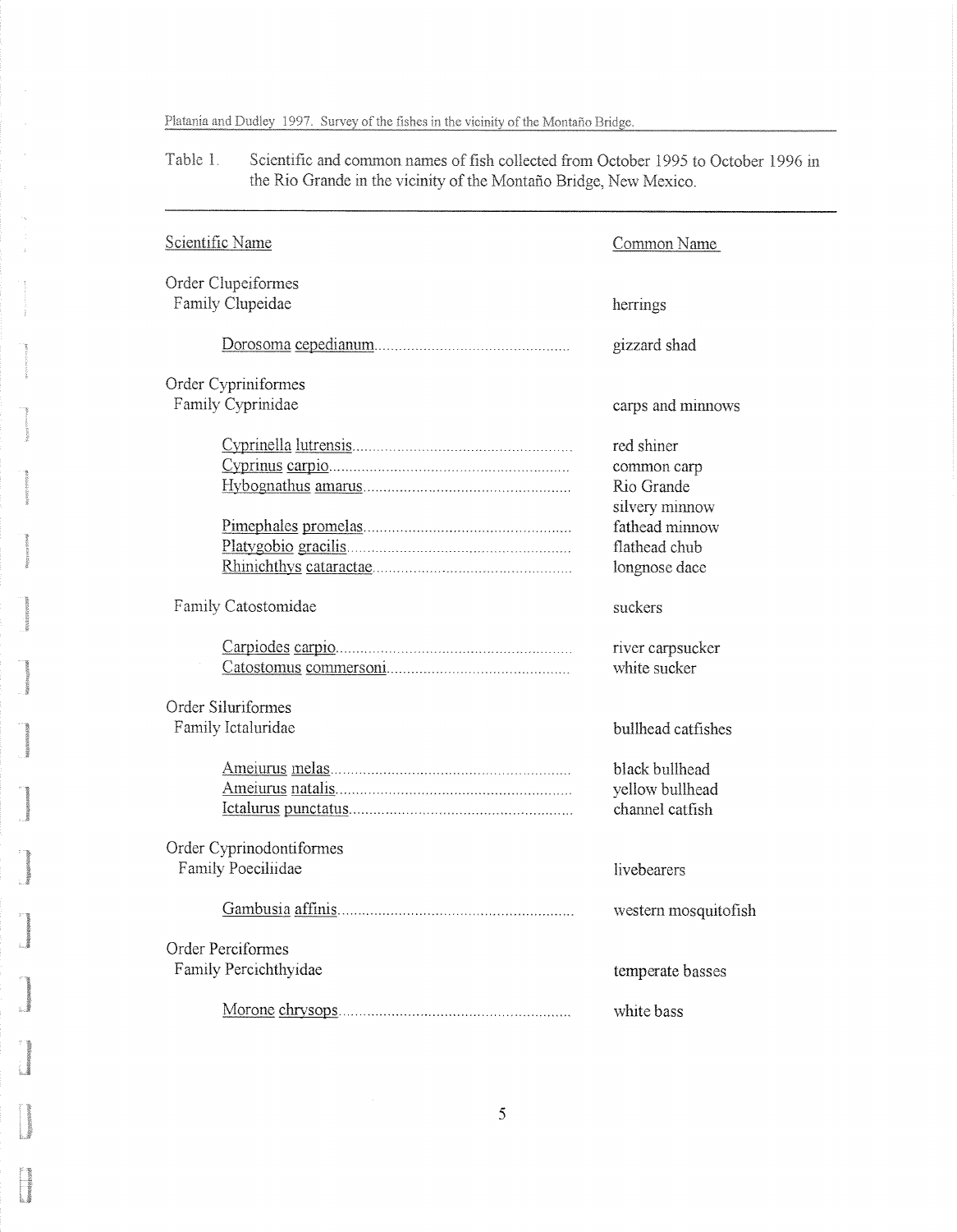Table 1. Scientific and common names of fish collected from October 1995 to October 1996 in the Rio Grande in the vicinity of the Montaño Bridge, New Mexico.

| Scientific Name | Common Name |
| --- | --- |
| Order Clupeiformes | |
| Family Clupeidae | herrings |
| *Dorosoma cepedianum* | gizzard shad |
| Order Cypriniformes | |
| Family Cyprinidae | carps and minnows |
| *Cyprinella lutrensis* | red shiner |
| *Cyprinus carpio* | common carp |
| *Hybognathus amarus* | Rio Grande silvery minnow |
| *Pimephales promelas* | fathead minnow |
| *Platygobio gracilis* | flathead chub |
| *Rhinichthys cataractae* | longnose dace |
| Family Catostomidae | suckers |
| *Carpiodes carpio* | river carpsucker |
| *Catostomus commersoni* | white sucker |
| Order Siluriformes | |
| Family Ictaluridae | bullhead catfishes |
| *Ameiurus melas* | black bullhead |
| *Ameiurus natalis* | yellow bullhead |
| *Ictalurus punctatus* | channel catfish |
| Order Cyprinodontiformes | |
| Family Poeciliidae | livebearers |
| *Gambusia affinis* | western mosquitofish |
| Order Perciformes | |
| Family Percichthyidae | temperate basses |
| *Morone chrysops* | white bass |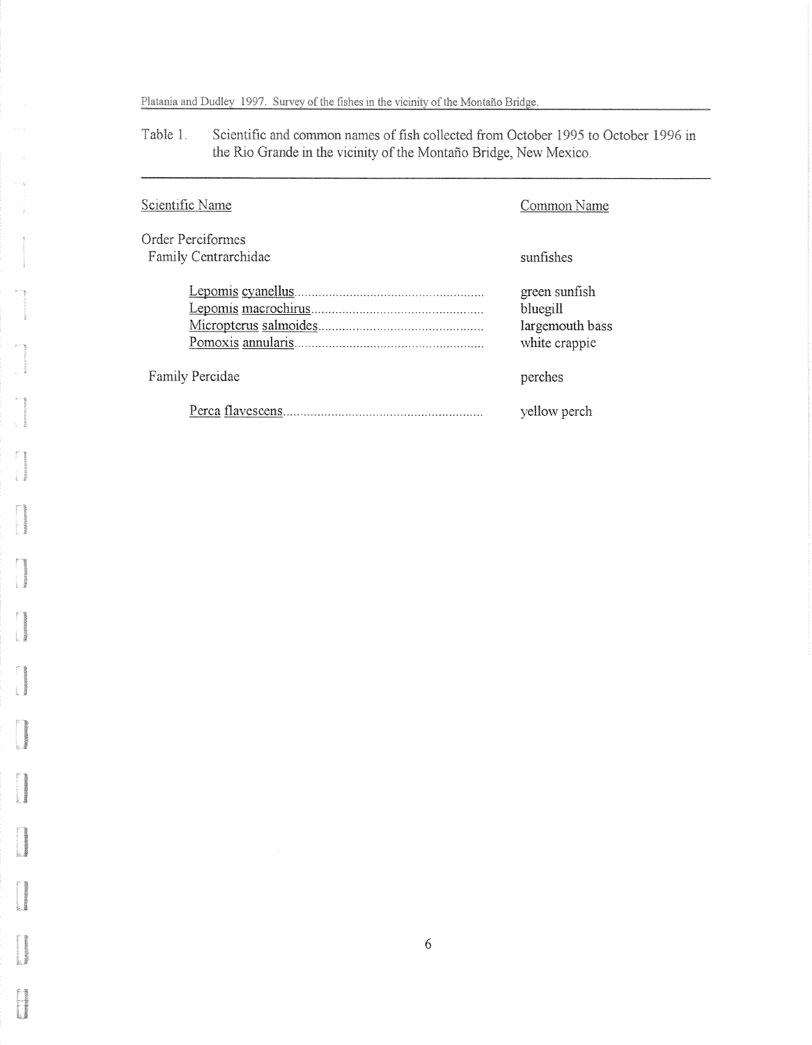Table 1. Scientific and common names of fish collected from October 1995 to October 1996 in the Rio Grande in the vicinity of the Montaño Bridge, New Mexico.

| Scientific Name | Common Name |
|---|---|
| Order Perciformes | |
| Family Centrarchidae | sunfishes |
| *Lepomis cyanellus* | green sunfish |
| *Lepomis macrochirus* | bluegill |
| *Micropterus salmoides* | largemouth bass |
| *Pomoxis annularis* | white crappie |
| Family Percidae | perches |
| *Perca flavescens* | yellow perch |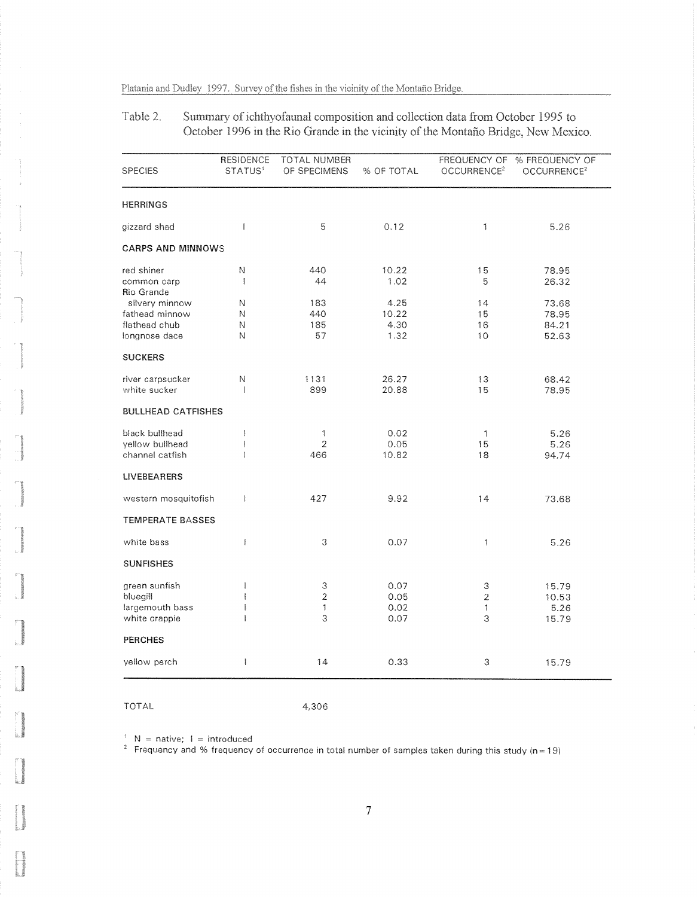Table 2. Summary of ichthyofaunal composition and collection data from October 1995 to October 1996 in the Rio Grande in the vicinity of the Montaño Bridge, New Mexico.

| SPECIES | RESIDENCE STATUS[1] | TOTAL NUMBER OF SPECIMENS | % OF TOTAL | FREQUENCY OF OCCURRENCE[2] | % FREQUENCY OF OCCURRENCE[2] |
|---|---|---|---|---|---|
| **HERRINGS** | | | | | |
| gizzard shad | I | 5 | 0.12 | 1 | 5.26 |
| **CARPS AND MINNOWS** | | | | | |
| red shiner | N | 440 | 10.22 | 15 | 78.95 |
| common carp | I | 44 | 1.02 | 5 | 26.32 |
| Rio Grande silvery minnow | N | 183 | 4.25 | 14 | 73.68 |
| fathead minnow | N | 440 | 10.22 | 15 | 78.95 |
| flathead chub | N | 185 | 4.30 | 16 | 84.21 |
| longnose dace | N | 57 | 1.32 | 10 | 52.63 |
| **SUCKERS** | | | | | |
| river carpsucker | N | 1131 | 26.27 | 13 | 68.42 |
| white sucker | I | 899 | 20.88 | 15 | 78.95 |
| **BULLHEAD CATFISHES** | | | | | |
| black bullhead | I | 1 | 0.02 | 1 | 5.26 |
| yellow bullhead | I | 2 | 0.05 | 15 | 5.26 |
| channel catfish | I | 466 | 10.82 | 18 | 94.74 |
| **LIVEBEARERS** | | | | | |
| western mosquitofish | I | 427 | 9.92 | 14 | 73.68 |
| **TEMPERATE BASSES** | | | | | |
| white bass | I | 3 | 0.07 | 1 | 5.26 |
| **SUNFISHES** | | | | | |
| green sunfish | I | 3 | 0.07 | 3 | 15.79 |
| bluegill | I | 2 | 0.05 | 2 | 10.53 |
| largemouth bass | I | 1 | 0.02 | 1 | 5.26 |
| white crappie | I | 3 | 0.07 | 3 | 15.79 |
| **PERCHES** | | | | | |
| yellow perch | I | 14 | 0.33 | 3 | 15.79 |
| TOTAL | | 4,306 | | | |

[1] N = native; I = introduced

[2] Frequency and % frequency of occurrence in total number of samples taken during this study (n = 19)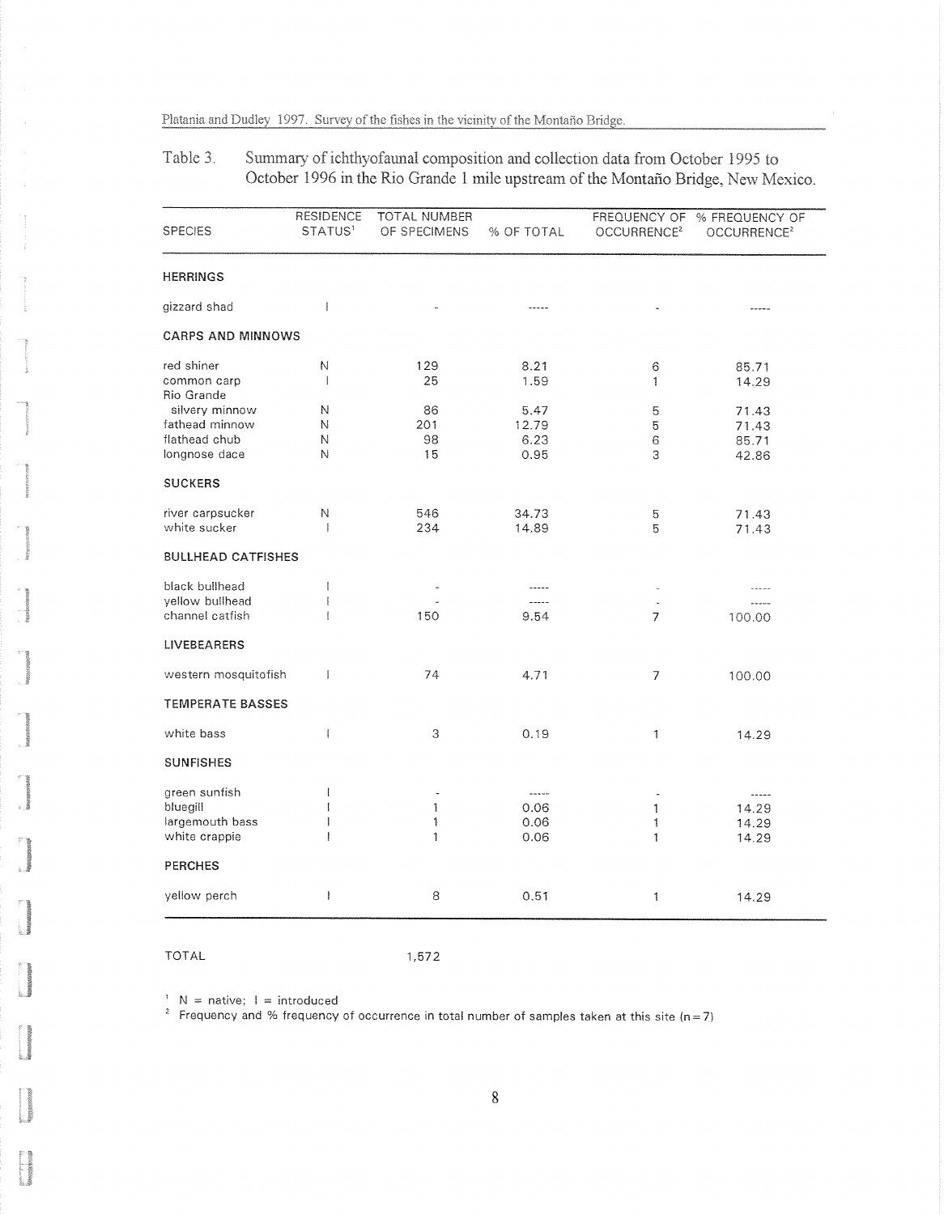Table 3. Summary of ichthyofaunal composition and collection data from October 1995 to October 1996 in the Rio Grande 1 mile upstream of the Montaño Bridge, New Mexico.

| SPECIES | RESIDENCE STATUS[1] | TOTAL NUMBER OF SPECIMENS | % OF TOTAL | FREQUENCY OF OCCURRENCE[2] | % FREQUENCY OF OCCURRENCE[2] |
|---|---|---|---|---|---|
| **HERRINGS** | | | | | |
| gizzard shad | I | - | ----- | - | ----- |
| **CARPS AND MINNOWS** | | | | | |
| red shiner | N | 129 | 8.21 | 6 | 85.71 |
| common carp | I | 25 | 1.59 | 1 | 14.29 |
| Rio Grande silvery minnow | N | 86 | 5.47 | 5 | 71.43 |
| fathead minnow | N | 201 | 12.79 | 5 | 71.43 |
| flathead chub | N | 98 | 6.23 | 6 | 85.71 |
| longnose dace | N | 15 | 0.95 | 3 | 42.86 |
| **SUCKERS** | | | | | |
| river carpsucker | N | 546 | 34.73 | 5 | 71.43 |
| white sucker | I | 234 | 14.89 | 5 | 71.43 |
| **BULLHEAD CATFISHES** | | | | | |
| black bullhead | I | - | ----- | - | ----- |
| yellow bullhead | I | - | ----- | - | ----- |
| channel catfish | I | 150 | 9.54 | 7 | 100.00 |
| **LIVEBEARERS** | | | | | |
| western mosquitofish | I | 74 | 4.71 | 7 | 100.00 |
| **TEMPERATE BASSES** | | | | | |
| white bass | I | 3 | 0.19 | 1 | 14.29 |
| **SUNFISHES** | | | | | |
| green sunfish | I | - | ----- | - | ----- |
| bluegill | I | 1 | 0.06 | 1 | 14.29 |
| largemouth bass | I | 1 | 0.06 | 1 | 14.29 |
| white crappie | I | 1 | 0.06 | 1 | 14.29 |
| **PERCHES** | | | | | |
| yellow perch | I | 8 | 0.51 | 1 | 14.29 |
| TOTAL | | 1,572 | | | |

[1] N = native; I = introduced

[2] Frequency and % frequency of occurrence in total number of samples taken at this site (n=7)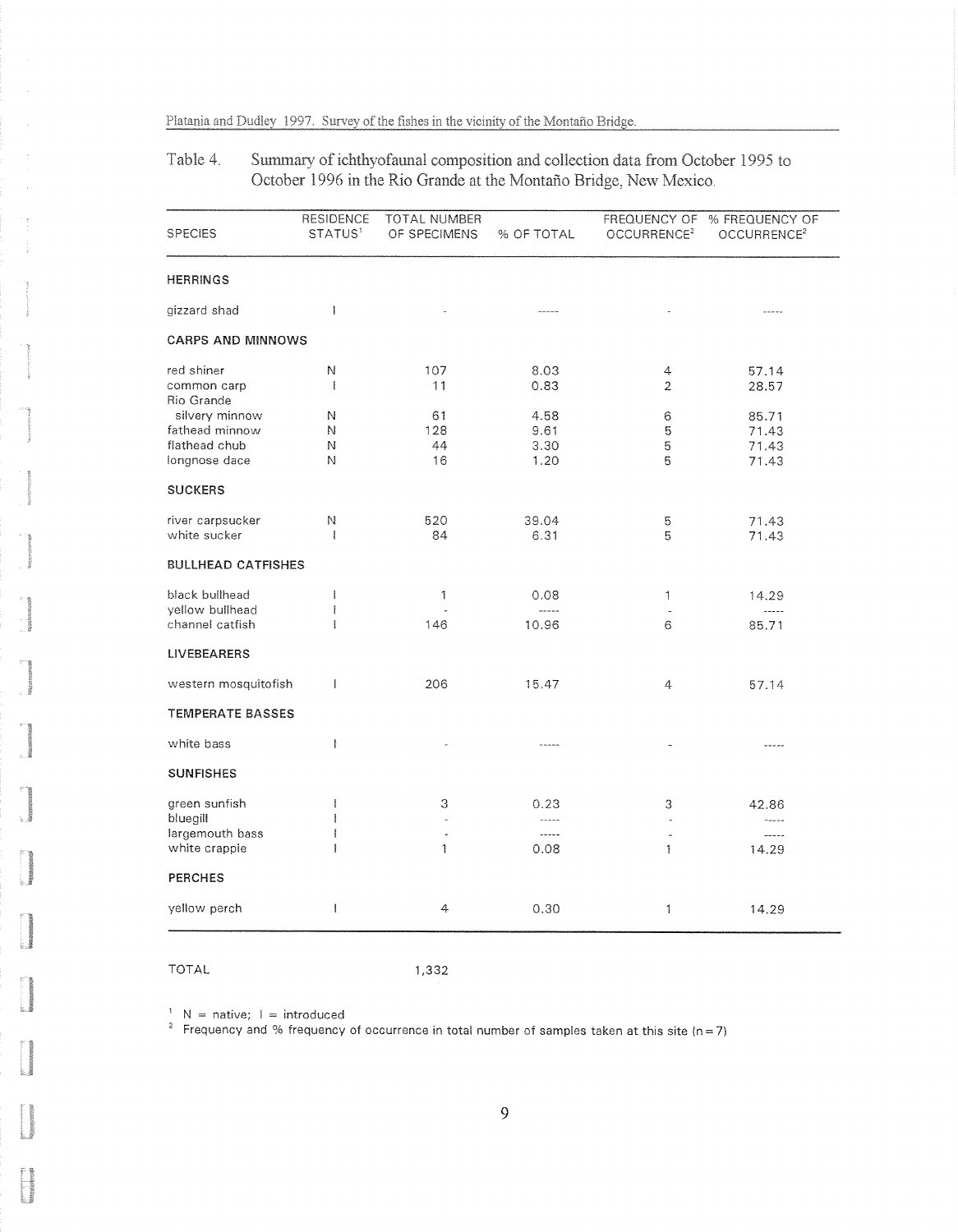Table 4. Summary of ichthyofaunal composition and collection data from October 1995 to October 1996 in the Rio Grande at the Montaño Bridge, New Mexico.

| SPECIES | RESIDENCE STATUS[1] | TOTAL NUMBER OF SPECIMENS | % OF TOTAL | FREQUENCY OF OCCURRENCE[2] | % FREQUENCY OF OCCURRENCE[2] |
|---|---|---|---|---|---|
| **HERRINGS** | | | | | |
| gizzard shad | I | - | ----- | - | ----- |
| **CARPS AND MINNOWS** | | | | | |
| red shiner | N | 107 | 8.03 | 4 | 57.14 |
| common carp | I | 11 | 0.83 | 2 | 28.57 |
| Rio Grande silvery minnow | N | 61 | 4.58 | 6 | 85.71 |
| fathead minnow | N | 128 | 9.61 | 5 | 71.43 |
| flathead chub | N | 44 | 3.30 | 5 | 71.43 |
| longnose dace | N | 16 | 1.20 | 5 | 71.43 |
| **SUCKERS** | | | | | |
| river carpsucker | N | 520 | 39.04 | 5 | 71.43 |
| white sucker | I | 84 | 6.31 | 5 | 71.43 |
| **BULLHEAD CATFISHES** | | | | | |
| black bullhead | I | 1 | 0.08 | 1 | 14.29 |
| yellow bullhead | I | - | ----- | - | ----- |
| channel catfish | I | 146 | 10.96 | 6 | 85.71 |
| **LIVEBEARERS** | | | | | |
| western mosquitofish | I | 206 | 15.47 | 4 | 57.14 |
| **TEMPERATE BASSES** | | | | | |
| white bass | I | - | ----- | - | ----- |
| **SUNFISHES** | | | | | |
| green sunfish | I | 3 | 0.23 | 3 | 42.86 |
| bluegill | I | - | ----- | - | ----- |
| largemouth bass | I | - | ----- | - | ----- |
| white crappie | I | 1 | 0.08 | 1 | 14.29 |
| **PERCHES** | | | | | |
| yellow perch | I | 4 | 0.30 | 1 | 14.29 |
| TOTAL | | 1,332 | | | |

[1] N = native; I = introduced

[2] Frequency and % frequency of occurrence in total number of samples taken at this site (n = 7)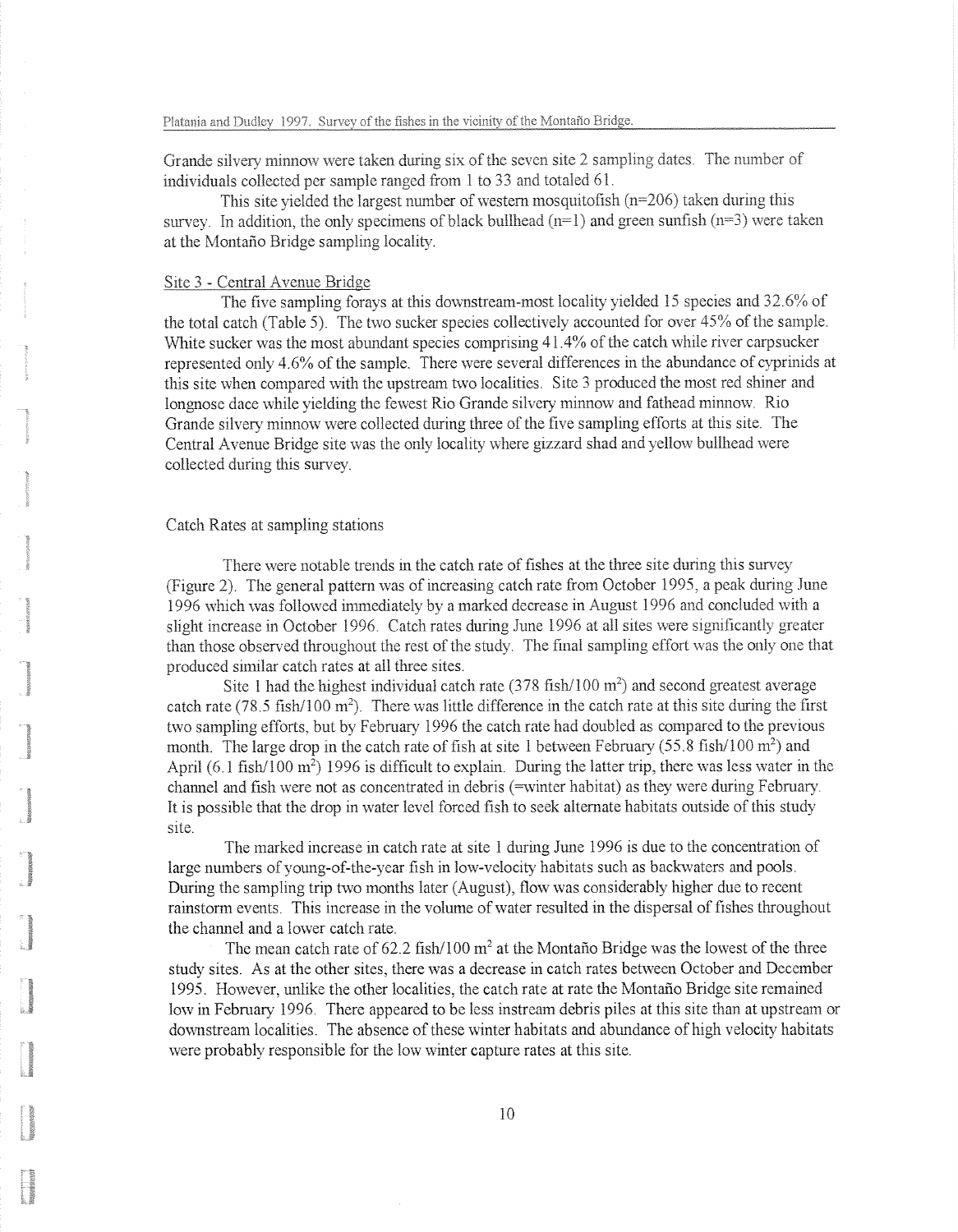Grande silvery minnow were taken during six of the seven site 2 sampling dates. The number of individuals collected per sample ranged from 1 to 33 and totaled 61.

This site yielded the largest number of western mosquitofish (n=206) taken during this survey. In addition, the only specimens of black bullhead (n=1) and green sunfish (n=3) were taken at the Montaño Bridge sampling locality.

## Site 3 - Central Avenue Bridge

The five sampling forays at this downstream-most locality yielded 15 species and 32.6% of the total catch (Table 5). The two sucker species collectively accounted for over 45% of the sample. White sucker was the most abundant species comprising 41.4% of the catch while river carpsucker represented only 4.6% of the sample. There were several differences in the abundance of cyprinids at this site when compared with the upstream two localities. Site 3 produced the most red shiner and longnose dace while yielding the fewest Rio Grande silvery minnow and fathead minnow. Rio Grande silvery minnow were collected during three of the five sampling efforts at this site. The Central Avenue Bridge site was the only locality where gizzard shad and yellow bullhead were collected during this survey.

## Catch Rates at sampling stations

There were notable trends in the catch rate of fishes at the three site during this survey (Figure 2). The general pattern was of increasing catch rate from October 1995, a peak during June 1996 which was followed immediately by a marked decrease in August 1996 and concluded with a slight increase in October 1996. Catch rates during June 1996 at all sites were significantly greater than those observed throughout the rest of the study. The final sampling effort was the only one that produced similar catch rates at all three sites.

Site 1 had the highest individual catch rate (378 fish/100 $m^2$) and second greatest average catch rate (78.5 fish/100 $m^2$). There was little difference in the catch rate at this site during the first two sampling efforts, but by February 1996 the catch rate had doubled as compared to the previous month. The large drop in the catch rate of fish at site 1 between February (55.8 fish/100 $m^2$) and April (6.1 fish/100 $m^2$) 1996 is difficult to explain. During the latter trip, there was less water in the channel and fish were not as concentrated in debris (=winter habitat) as they were during February. It is possible that the drop in water level forced fish to seek alternate habitats outside of this study site.

The marked increase in catch rate at site 1 during June 1996 is due to the concentration of large numbers of young-of-the-year fish in low-velocity habitats such as backwaters and pools. During the sampling trip two months later (August), flow was considerably higher due to recent rainstorm events. This increase in the volume of water resulted in the dispersal of fishes throughout the channel and a lower catch rate.

The mean catch rate of 62.2 fish/100 $m^2$ at the Montaño Bridge was the lowest of the three study sites. As at the other sites, there was a decrease in catch rates between October and December 1995. However, unlike the other localities, the catch rate at rate the Montaño Bridge site remained low in February 1996. There appeared to be less instream debris piles at this site than at upstream or downstream localities. The absence of these winter habitats and abundance of high velocity habitats were probably responsible for the low winter capture rates at this site.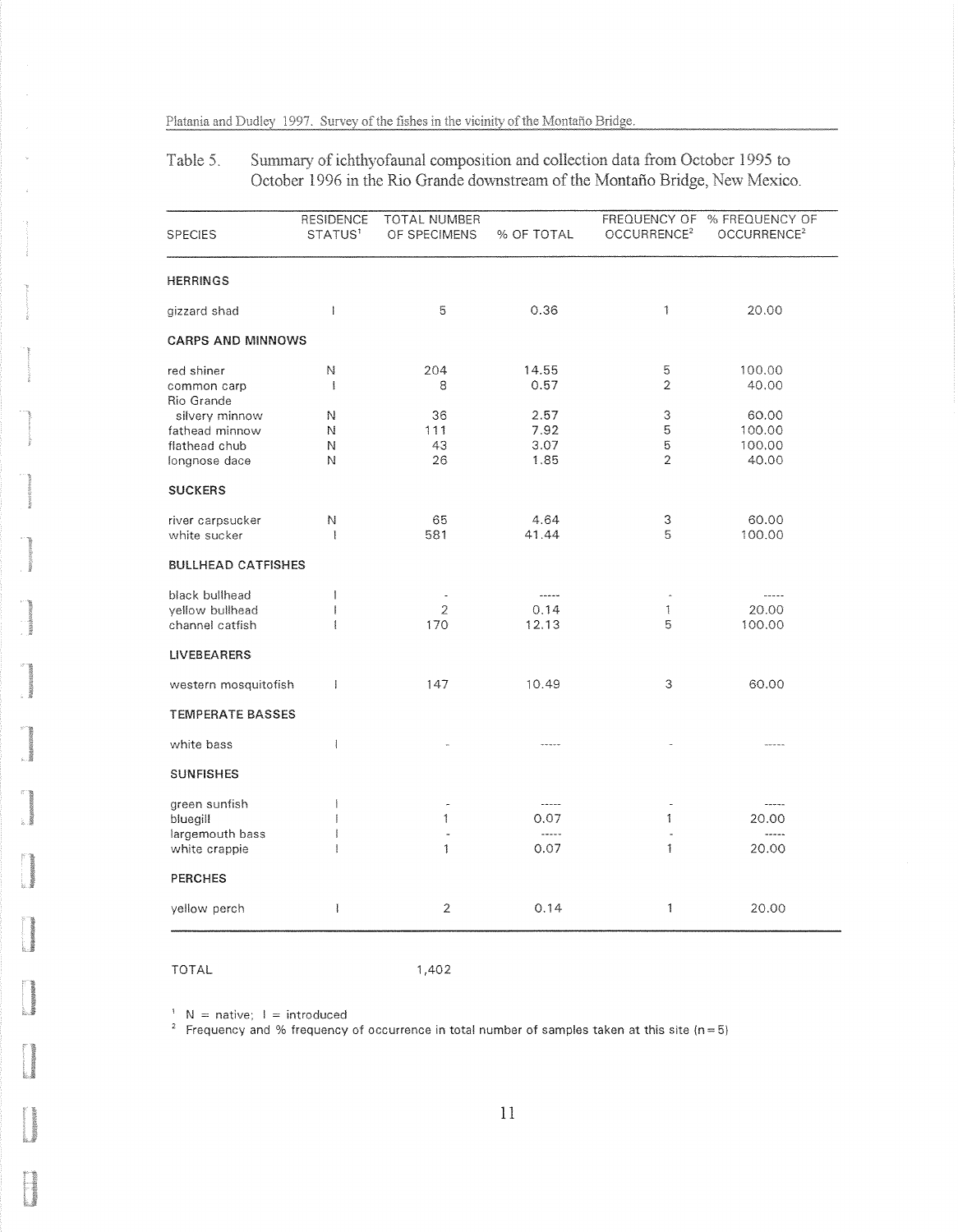Table 5. Summary of ichthyofaunal composition and collection data from October 1995 to October 1996 in the Rio Grande downstream of the Montaño Bridge, New Mexico.

| SPECIES | RESIDENCE STATUS[1] | TOTAL NUMBER OF SPECIMENS | % OF TOTAL | FREQUENCY OF OCCURRENCE[2] | % FREQUENCY OF OCCURRENCE[2] |
|---|---|---|---|---|---|
| **HERRINGS** | | | | | |
| gizzard shad | I | 5 | 0.36 | 1 | 20.00 |
| **CARPS AND MINNOWS** | | | | | |
| red shiner | N | 204 | 14.55 | 5 | 100.00 |
| common carp | I | 8 | 0.57 | 2 | 40.00 |
| Rio Grande silvery minnow | N | 36 | 2.57 | 3 | 60.00 |
| fathead minnow | N | 111 | 7.92 | 5 | 100.00 |
| flathead chub | N | 43 | 3.07 | 5 | 100.00 |
| longnose dace | N | 26 | 1.85 | 2 | 40.00 |
| **SUCKERS** | | | | | |
| river carpsucker | N | 65 | 4.64 | 3 | 60.00 |
| white sucker | I | 581 | 41.44 | 5 | 100.00 |
| **BULLHEAD CATFISHES** | | | | | |
| black bullhead | I | - | ----- | - | ----- |
| yellow bullhead | I | 2 | 0.14 | 1 | 20.00 |
| channel catfish | I | 170 | 12.13 | 5 | 100.00 |
| **LIVEBEARERS** | | | | | |
| western mosquitofish | I | 147 | 10.49 | 3 | 60.00 |
| **TEMPERATE BASSES** | | | | | |
| white bass | I | - | ----- | - | ----- |
| **SUNFISHES** | | | | | |
| green sunfish | I | - | ----- | - | ----- |
| bluegill | I | 1 | 0.07 | 1 | 20.00 |
| largemouth bass | I | - | ----- | - | ----- |
| white crappie | I | 1 | 0.07 | 1 | 20.00 |
| **PERCHES** | | | | | |
| yellow perch | I | 2 | 0.14 | 1 | 20.00 |
| TOTAL | | 1,402 | | | |

[1] N = native; I = introduced

[2] Frequency and % frequency of occurrence in total number of samples taken at this site (n = 5)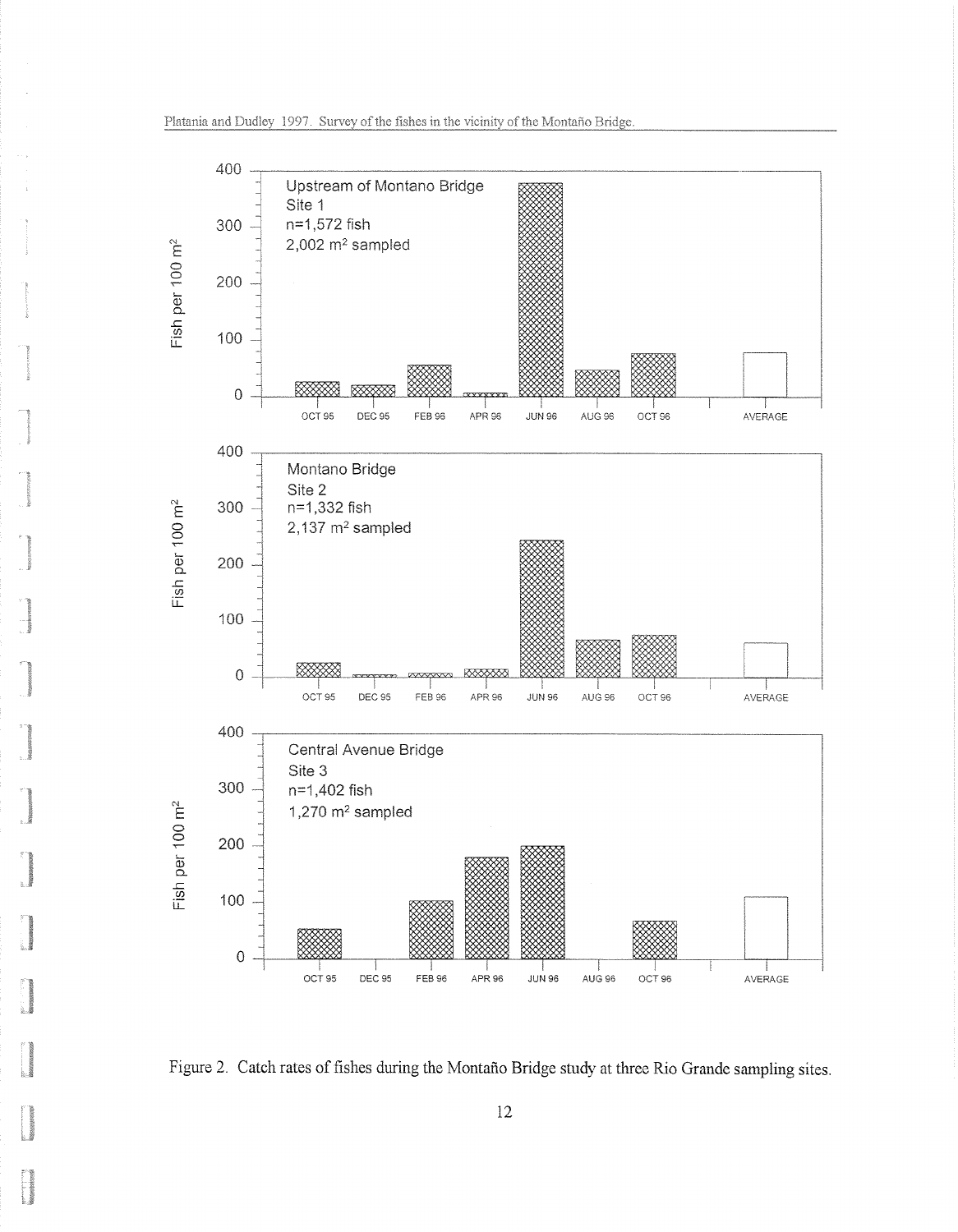Figure 2. Catch rates of fishes during the Montaño Bridge study at three Rio Grande sampling sites.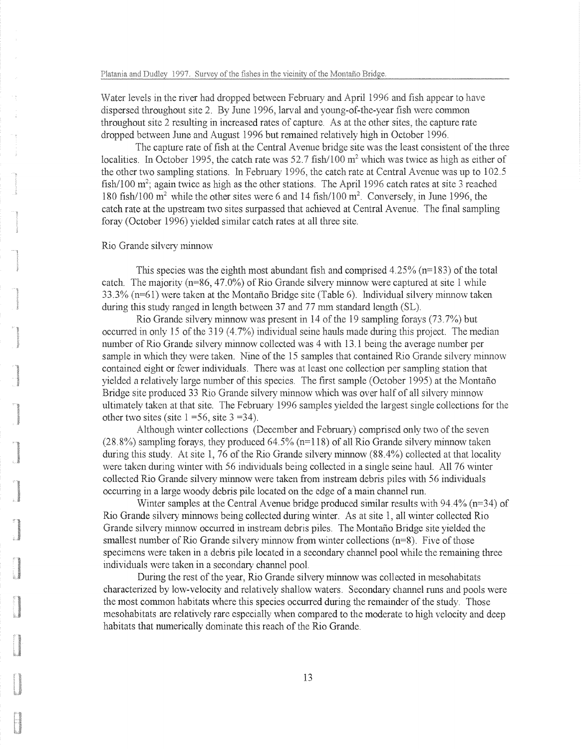Water levels in the river had dropped between February and April 1996 and fish appear to have dispersed throughout site 2. By June 1996, larval and young-of-the-year fish were common throughout site 2 resulting in increased rates of capture. As at the other sites, the capture rate dropped between June and August 1996 but remained relatively high in October 1996.

The capture rate of fish at the Central Avenue bridge site was the least consistent of the three localities. In October 1995, the catch rate was 52.7 fish/100 $m^2$ which was twice as high as either of the other two sampling stations. In February 1996, the catch rate at Central Avenue was up to 102.5 fish/100 $m^2$; again twice as high as the other stations. The April 1996 catch rates at site 3 reached 180 fish/100 $m^2$ while the other sites were 6 and 14 fish/100 $m^2$. Conversely, in June 1996, the catch rate at the upstream two sites surpassed that achieved at Central Avenue. The final sampling foray (October 1996) yielded similar catch rates at all three site.

## Rio Grande silvery minnow

This species was the eighth most abundant fish and comprised 4.25% (n=183) of the total catch. The majority (n=86, 47.0%) of Rio Grande silvery minnow were captured at site 1 while 33.3% (n=61) were taken at the Montaño Bridge site (Table 6). Individual silvery minnow taken during this study ranged in length between 37 and 77 mm standard length (SL).

Rio Grande silvery minnow was present in 14 of the 19 sampling forays (73.7%) but occurred in only 15 of the 319 (4.7%) individual seine hauls made during this project. The median number of Rio Grande silvery minnow collected was 4 with 13.1 being the average number per sample in which they were taken. Nine of the 15 samples that contained Rio Grande silvery minnow contained eight or fewer individuals. There was at least one collection per sampling station that yielded a relatively large number of this species. The first sample (October 1995) at the Montaño Bridge site produced 33 Rio Grande silvery minnow which was over half of all silvery minnow ultimately taken at that site. The February 1996 samples yielded the largest single collections for the other two sites (site 1 =56, site 3 =34).

Although winter collections (December and February) comprised only two of the seven (28.8%) sampling forays, they produced 64.5% (n=118) of all Rio Grande silvery minnow taken during this study. At site 1, 76 of the Rio Grande silvery minnow (88.4%) collected at that locality were taken during winter with 56 individuals being collected in a single seine haul. All 76 winter collected Rio Grande silvery minnow were taken from instream debris piles with 56 individuals occurring in a large woody debris pile located on the edge of a main channel run.

Winter samples at the Central Avenue bridge produced similar results with 94.4% (n=34) of Rio Grande silvery minnows being collected during winter. As at site 1, all winter collected Rio Grande silvery minnow occurred in instream debris piles. The Montaño Bridge site yielded the smallest number of Rio Grande silvery minnow from winter collections (n=8). Five of those specimens were taken in a debris pile located in a secondary channel pool while the remaining three individuals were taken in a secondary channel pool.

During the rest of the year, Rio Grande silvery minnow was collected in mesohabitats characterized by low-velocity and relatively shallow waters. Secondary channel runs and pools were the most common habitats where this species occurred during the remainder of the study. Those mesohabitats are relatively rare especially when compared to the moderate to high velocity and deep habitats that numerically dominate this reach of the Rio Grande.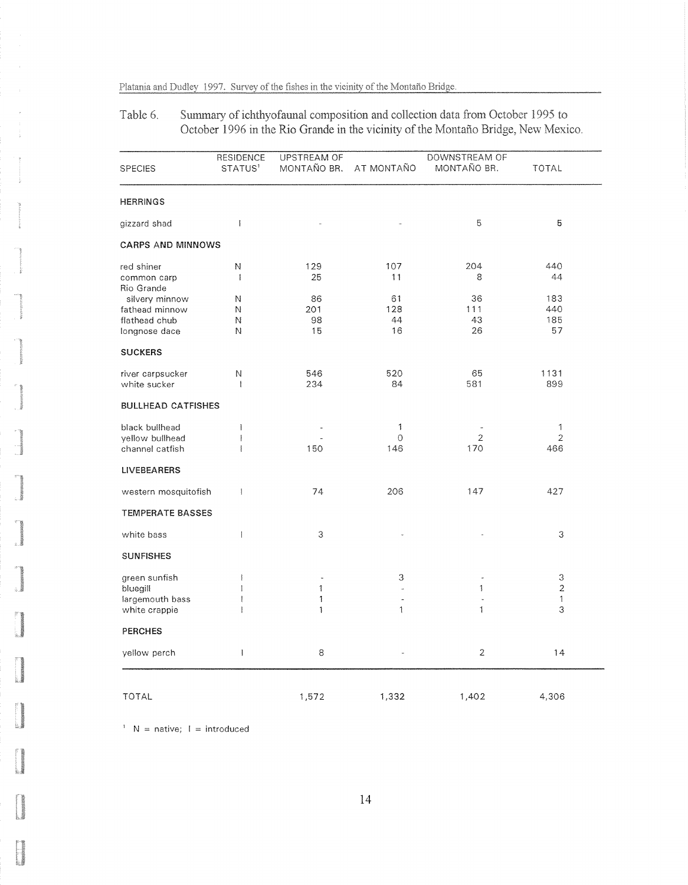Table 6. Summary of ichthyofaunal composition and collection data from October 1995 to October 1996 in the Rio Grande in the vicinity of the Montaño Bridge, New Mexico.

| SPECIES | RESIDENCE STATUS[1] | UPSTREAM OF MONTAÑO BR. | AT MONTAÑO | DOWNSTREAM OF MONTAÑO BR. | TOTAL |
|---|---|---|---|---|---|
| **HERRINGS** | | | | | |
| gizzard shad | I | - | - | 5 | 5 |
| **CARPS AND MINNOWS** | | | | | |
| red shiner | N | 129 | 107 | 204 | 440 |
| common carp | I | 25 | 11 | 8 | 44 |
| Rio Grande silvery minnow | N | 86 | 61 | 36 | 183 |
| fathead minnow | N | 201 | 128 | 111 | 440 |
| flathead chub | N | 98 | 44 | 43 | 185 |
| longnose dace | N | 15 | 16 | 26 | 57 |
| **SUCKERS** | | | | | |
| river carpsucker | N | 546 | 520 | 65 | 1131 |
| white sucker | I | 234 | 84 | 581 | 899 |
| **BULLHEAD CATFISHES** | | | | | |
| black bullhead | I | - | 1 | - | 1 |
| yellow bullhead | I | - | 0 | 2 | 2 |
| channel catfish | I | 150 | 146 | 170 | 466 |
| **LIVEBEARERS** | | | | | |
| western mosquitofish | I | 74 | 206 | 147 | 427 |
| **TEMPERATE BASSES** | | | | | |
| white bass | I | 3 | - | - | 3 |
| **SUNFISHES** | | | | | |
| green sunfish | I | - | 3 | - | 3 |
| bluegill | I | 1 | - | 1 | 2 |
| largemouth bass | I | 1 | - | - | 1 |
| white crappie | I | 1 | 1 | 1 | 3 |
| **PERCHES** | | | | | |
| yellow perch | I | 8 | - | 2 | 14 |
| TOTAL | | 1,572 | 1,332 | 1,402 | 4,306 |

[1] N = native; I = introduced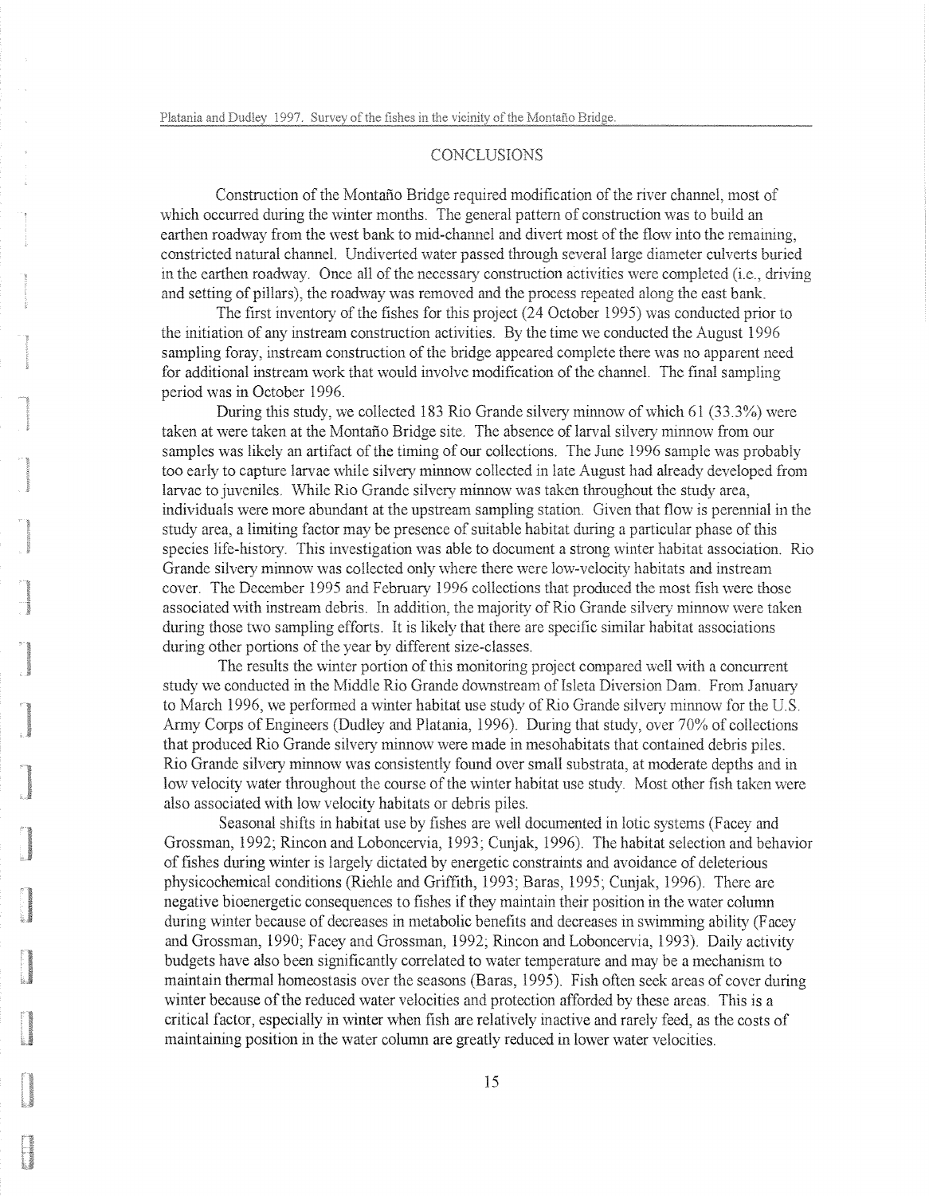## CONCLUSIONS

Construction of the Montaño Bridge required modification of the river channel, most of which occurred during the winter months. The general pattern of construction was to build an earthen roadway from the west bank to mid-channel and divert most of the flow into the remaining, constricted natural channel. Undiverted water passed through several large diameter culverts buried in the earthen roadway. Once all of the necessary construction activities were completed (i.e., driving and setting of pillars), the roadway was removed and the process repeated along the east bank.

The first inventory of the fishes for this project (24 October 1995) was conducted prior to the initiation of any instream construction activities. By the time we conducted the August 1996 sampling foray, instream construction of the bridge appeared complete there was no apparent need for additional instream work that would involve modification of the channel. The final sampling period was in October 1996.

During this study, we collected 183 Rio Grande silvery minnow of which 61 (33.3%) were taken at were taken at the Montaño Bridge site. The absence of larval silvery minnow from our samples was likely an artifact of the timing of our collections. The June 1996 sample was probably too early to capture larvae while silvery minnow collected in late August had already developed from larvae to juveniles. While Rio Grande silvery minnow was taken throughout the study area, individuals were more abundant at the upstream sampling station. Given that flow is perennial in the study area, a limiting factor may be presence of suitable habitat during a particular phase of this species life-history. This investigation was able to document a strong winter habitat association. Rio Grande silvery minnow was collected only where there were low-velocity habitats and instream cover. The December 1995 and February 1996 collections that produced the most fish were those associated with instream debris. In addition, the majority of Rio Grande silvery minnow were taken during those two sampling efforts. It is likely that there are specific similar habitat associations during other portions of the year by different size-classes.

The results the winter portion of this monitoring project compared well with a concurrent study we conducted in the Middle Rio Grande downstream of Isleta Diversion Dam. From January to March 1996, we performed a winter habitat use study of Rio Grande silvery minnow for the U.S. Army Corps of Engineers (Dudley and Platania, 1996). During that study, over 70% of collections that produced Rio Grande silvery minnow were made in mesohabitats that contained debris piles. Rio Grande silvery minnow was consistently found over small substrata, at moderate depths and in low velocity water throughout the course of the winter habitat use study. Most other fish taken were also associated with low velocity habitats or debris piles.

Seasonal shifts in habitat use by fishes are well documented in lotic systems (Facey and Grossman, 1992; Rincon and Loboncervia, 1993; Cunjak, 1996). The habitat selection and behavior of fishes during winter is largely dictated by energetic constraints and avoidance of deleterious physicochemical conditions (Riehle and Griffith, 1993; Baras, 1995; Cunjak, 1996). There are negative bioenergetic consequences to fishes if they maintain their position in the water column during winter because of decreases in metabolic benefits and decreases in swimming ability (Facey and Grossman, 1990; Facey and Grossman, 1992; Rincon and Loboncervia, 1993). Daily activity budgets have also been significantly correlated to water temperature and may be a mechanism to maintain thermal homeostasis over the seasons (Baras, 1995). Fish often seek areas of cover during winter because of the reduced water velocities and protection afforded by these areas. This is a critical factor, especially in winter when fish are relatively inactive and rarely feed, as the costs of maintaining position in the water column are greatly reduced in lower water velocities.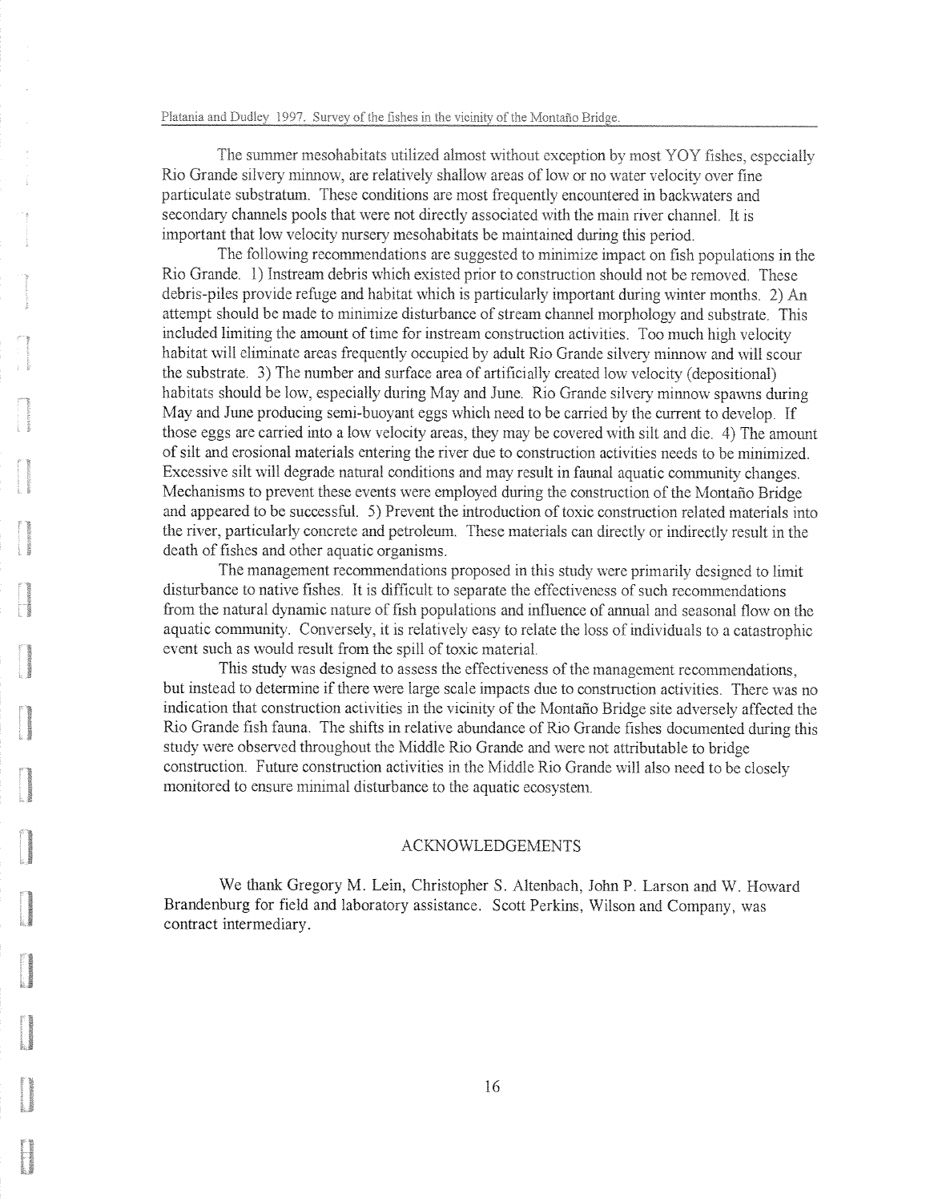The summer mesohabitats utilized almost without exception by most YOY fishes, especially Rio Grande silvery minnow, are relatively shallow areas of low or no water velocity over fine particulate substratum. These conditions are most frequently encountered in backwaters and secondary channels pools that were not directly associated with the main river channel. It is important that low velocity nursery mesohabitats be maintained during this period.

The following recommendations are suggested to minimize impact on fish populations in the Rio Grande. 1) Instream debris which existed prior to construction should not be removed. These debris-piles provide refuge and habitat which is particularly important during winter months. 2) An attempt should be made to minimize disturbance of stream channel morphology and substrate. This included limiting the amount of time for instream construction activities. Too much high velocity habitat will eliminate areas frequently occupied by adult Rio Grande silvery minnow and will scour the substrate. 3) The number and surface area of artificially created low velocity (depositional) habitats should be low, especially during May and June. Rio Grande silvery minnow spawns during May and June producing semi-buoyant eggs which need to be carried by the current to develop. If those eggs are carried into a low velocity areas, they may be covered with silt and die. 4) The amount of silt and erosional materials entering the river due to construction activities needs to be minimized. Excessive silt will degrade natural conditions and may result in faunal aquatic community changes. Mechanisms to prevent these events were employed during the construction of the Montaño Bridge and appeared to be successful. 5) Prevent the introduction of toxic construction related materials into the river, particularly concrete and petroleum. These materials can directly or indirectly result in the death of fishes and other aquatic organisms.

The management recommendations proposed in this study were primarily designed to limit disturbance to native fishes. It is difficult to separate the effectiveness of such recommendations from the natural dynamic nature of fish populations and influence of annual and seasonal flow on the aquatic community. Conversely, it is relatively easy to relate the loss of individuals to a catastrophic event such as would result from the spill of toxic material.

This study was designed to assess the effectiveness of the management recommendations, but instead to determine if there were large scale impacts due to construction activities. There was no indication that construction activities in the vicinity of the Montaño Bridge site adversely affected the Rio Grande fish fauna. The shifts in relative abundance of Rio Grande fishes documented during this study were observed throughout the Middle Rio Grande and were not attributable to bridge construction. Future construction activities in the Middle Rio Grande will also need to be closely monitored to ensure minimal disturbance to the aquatic ecosystem.

## ACKNOWLEDGEMENTS

We thank Gregory M. Lein, Christopher S. Altenbach, John P. Larson and W. Howard Brandenburg for field and laboratory assistance. Scott Perkins, Wilson and Company, was contract intermediary.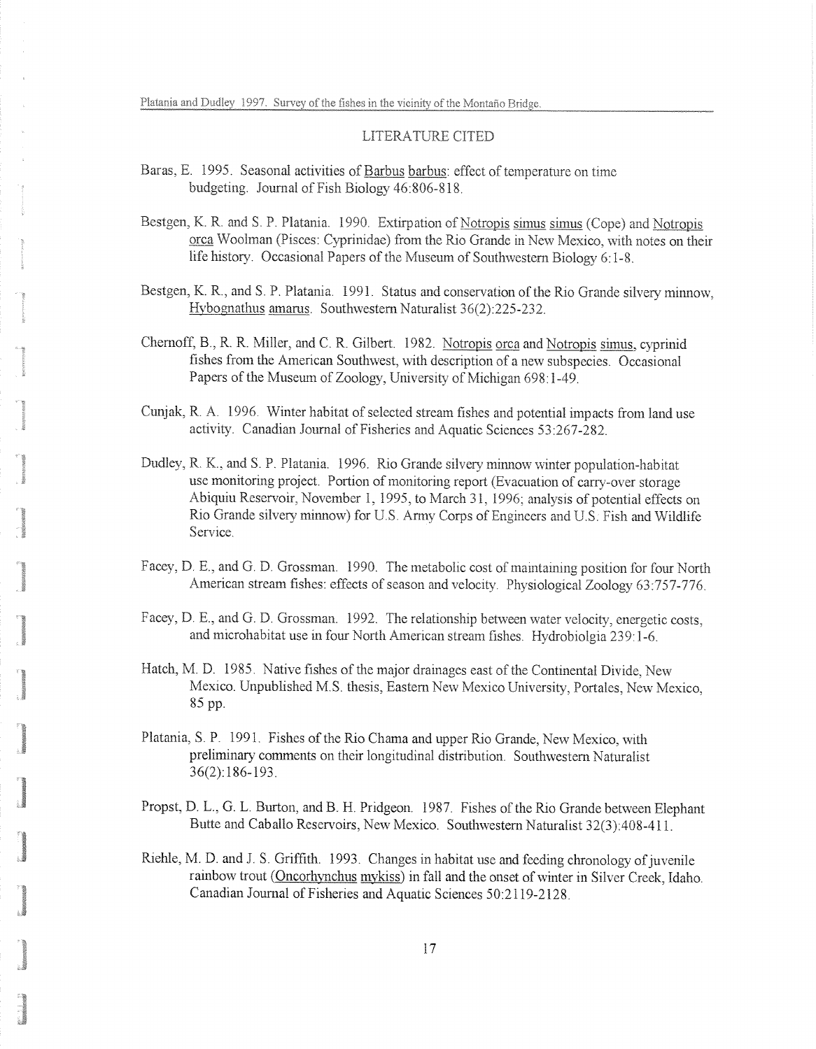## LITERATURE CITED

Baras, E. 1995. Seasonal activities of Barbus barbus: effect of temperature on time budgeting. Journal of Fish Biology 46:806-818.

Bestgen, K. R. and S. P. Platania. 1990. Extirpation of Notropis simus simus (Cope) and Notropis orca Woolman (Pisces: Cyprinidae) from the Rio Grande in New Mexico, with notes on their life history. Occasional Papers of the Museum of Southwestern Biology 6:1-8.

Bestgen, K. R., and S. P. Platania. 1991. Status and conservation of the Rio Grande silvery minnow, Hybognathus amarus. Southwestern Naturalist 36(2):225-232.

Chernoff, B., R. R. Miller, and C. R. Gilbert. 1982. Notropis orca and Notropis simus, cyprinid fishes from the American Southwest, with description of a new subspecies. Occasional Papers of the Museum of Zoology, University of Michigan 698:1-49.

Cunjak, R. A. 1996. Winter habitat of selected stream fishes and potential impacts from land use activity. Canadian Journal of Fisheries and Aquatic Sciences 53:267-282.

Dudley, R. K., and S. P. Platania. 1996. Rio Grande silvery minnow winter population-habitat use monitoring project. Portion of monitoring report (Evacuation of carry-over storage Abiquiu Reservoir, November 1, 1995, to March 31, 1996; analysis of potential effects on Rio Grande silvery minnow) for U.S. Army Corps of Engineers and U.S. Fish and Wildlife Service.

Facey, D. E., and G. D. Grossman. 1990. The metabolic cost of maintaining position for four North American stream fishes: effects of season and velocity. Physiological Zoology 63:757-776.

Facey, D. E., and G. D. Grossman. 1992. The relationship between water velocity, energetic costs, and microhabitat use in four North American stream fishes. Hydrobiolgia 239:1-6.

Hatch, M. D. 1985. Native fishes of the major drainages east of the Continental Divide, New Mexico. Unpublished M.S. thesis, Eastern New Mexico University, Portales, New Mexico, 85 pp.

Platania, S. P. 1991. Fishes of the Rio Chama and upper Rio Grande, New Mexico, with preliminary comments on their longitudinal distribution. Southwestern Naturalist 36(2):186-193.

Propst, D. L., G. L. Burton, and B. H. Pridgeon. 1987. Fishes of the Rio Grande between Elephant Butte and Caballo Reservoirs, New Mexico. Southwestern Naturalist 32(3):408-411.

Riehle, M. D. and J. S. Griffith. 1993. Changes in habitat use and feeding chronology of juvenile rainbow trout (Oncorhynchus mykiss) in fall and the onset of winter in Silver Creek, Idaho. Canadian Journal of Fisheries and Aquatic Sciences 50:2119-2128.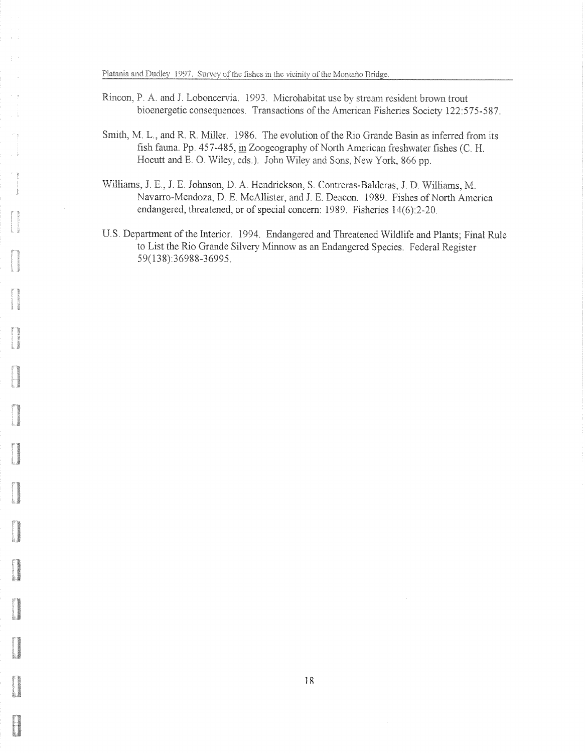Rincon, P. A. and J. Loboncervia. 1993. Microhabitat use by stream resident brown trout bioenergetic consequences. Transactions of the American Fisheries Society 122:575-587.

Smith, M. L., and R. R. Miller. 1986. The evolution of the Rio Grande Basin as inferred from its fish fauna. Pp. 457-485, in Zoogeography of North American freshwater fishes (C. H. Hocutt and E. O. Wiley, eds.). John Wiley and Sons, New York, 866 pp.

Williams, J. E., J. E. Johnson, D. A. Hendrickson, S. Contreras-Balderas, J. D. Williams, M. Navarro-Mendoza, D. E. McAllister, and J. E. Deacon. 1989. Fishes of North America endangered, threatened, or of special concern: 1989. Fisheries 14(6):2-20.

U.S. Department of the Interior. 1994. Endangered and Threatened Wildlife and Plants; Final Rule to List the Rio Grande Silvery Minnow as an Endangered Species. Federal Register 59(138):36988-36995.